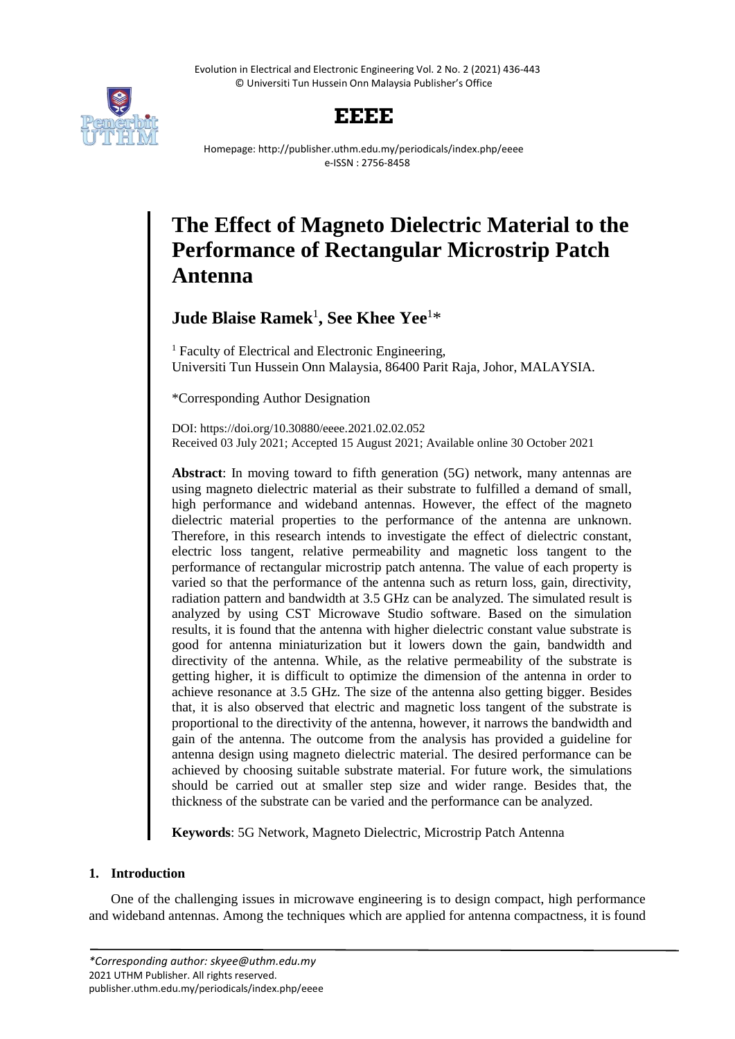# The Effect of Magneto Dielectric Material to the Performance of Rectangular Microstrip Patch Antenna

**Jude Blaise Ramek**[1]**, See Khee Yee**[1]*

[1] Faculty of Electrical and Electronic Engineering, Universiti Tun Hussein Onn Malaysia, 86400 Parit Raja, Johor, MALAYSIA.

*Corresponding Author Designation

DOI: https://doi.org/10.30880/eeee.2021.02.02.052
Received 03 July 2021; Accepted 15 August 2021; Available online 30 October 2021

**Abstract**: In moving toward to fifth generation (5G) network, many antennas are using magneto dielectric material as their substrate to fulfilled a demand of small, high performance and wideband antennas. However, the effect of the magneto dielectric material properties to the performance of the antenna are unknown. Therefore, in this research intends to investigate the effect of dielectric constant, electric loss tangent, relative permeability and magnetic loss tangent to the performance of rectangular microstrip patch antenna. The value of each property is varied so that the performance of the antenna such as return loss, gain, directivity, radiation pattern and bandwidth at 3.5 GHz can be analyzed. The simulated result is analyzed by using CST Microwave Studio software. Based on the simulation results, it is found that the antenna with higher dielectric constant value substrate is good for antenna miniaturization but it lowers down the gain, bandwidth and directivity of the antenna. While, as the relative permeability of the substrate is getting higher, it is difficult to optimize the dimension of the antenna in order to achieve resonance at 3.5 GHz. The size of the antenna also getting bigger. Besides that, it is also observed that electric and magnetic loss tangent of the substrate is proportional to the directivity of the antenna, however, it narrows the bandwidth and gain of the antenna. The outcome from the analysis has provided a guideline for antenna design using magneto dielectric material. The desired performance can be achieved by choosing suitable substrate material. For future work, the simulations should be carried out at smaller step size and wider range. Besides that, the thickness of the substrate can be varied and the performance can be analyzed.

**Keywords**: 5G Network, Magneto Dielectric, Microstrip Patch Antenna

## 1. Introduction

One of the challenging issues in microwave engineering is to design compact, high performance and wideband antennas. Among the techniques which are applied for antenna compactness, it is found

*Corresponding author: skyee@uthm.edu.my*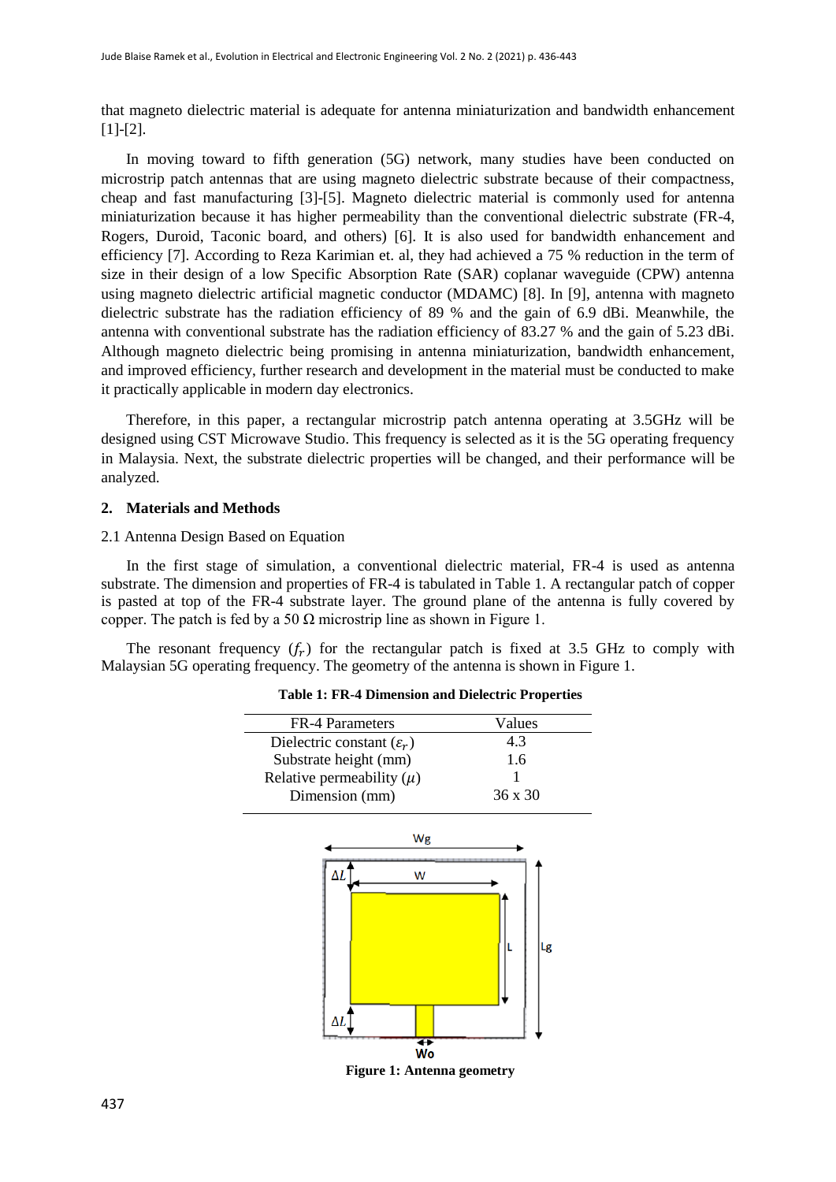that magneto dielectric material is adequate for antenna miniaturization and bandwidth enhancement [1]-[2].

In moving toward to fifth generation (5G) network, many studies have been conducted on microstrip patch antennas that are using magneto dielectric substrate because of their compactness, cheap and fast manufacturing [3]-[5]. Magneto dielectric material is commonly used for antenna miniaturization because it has higher permeability than the conventional dielectric substrate (FR-4, Rogers, Duroid, Taconic board, and others) [6]. It is also used for bandwidth enhancement and efficiency [7]. According to Reza Karimian et. al, they had achieved a 75 % reduction in the term of size in their design of a low Specific Absorption Rate (SAR) coplanar waveguide (CPW) antenna using magneto dielectric artificial magnetic conductor (MDAMC) [8]. In [9], antenna with magneto dielectric substrate has the radiation efficiency of 89 % and the gain of 6.9 dBi. Meanwhile, the antenna with conventional substrate has the radiation efficiency of 83.27 % and the gain of 5.23 dBi. Although magneto dielectric being promising in antenna miniaturization, bandwidth enhancement, and improved efficiency, further research and development in the material must be conducted to make it practically applicable in modern day electronics.

Therefore, in this paper, a rectangular microstrip patch antenna operating at 3.5GHz will be designed using CST Microwave Studio. This frequency is selected as it is the 5G operating frequency in Malaysia. Next, the substrate dielectric properties will be changed, and their performance will be analyzed.

## 2. Materials and Methods

### 2.1 Antenna Design Based on Equation

In the first stage of simulation, a conventional dielectric material, FR-4 is used as antenna substrate. The dimension and properties of FR-4 is tabulated in Table 1. A rectangular patch of copper is pasted at top of the FR-4 substrate layer. The ground plane of the antenna is fully covered by copper. The patch is fed by a 50 Ω microstrip line as shown in Figure 1.

The resonant frequency ($f_r$) for the rectangular patch is fixed at 3.5 GHz to comply with Malaysian 5G operating frequency. The geometry of the antenna is shown in Figure 1.

**Table 1: FR-4 Dimension and Dielectric Properties**

| FR-4 Parameters | Values |
|---|---|
| Dielectric constant ($\varepsilon_r$) | 4.3 |
| Substrate height (mm) | 1.6 |
| Relative permeability ($\mu$) | 1 |
| Dimension (mm) | 36 x 30 |

**Figure 1: Antenna geometry**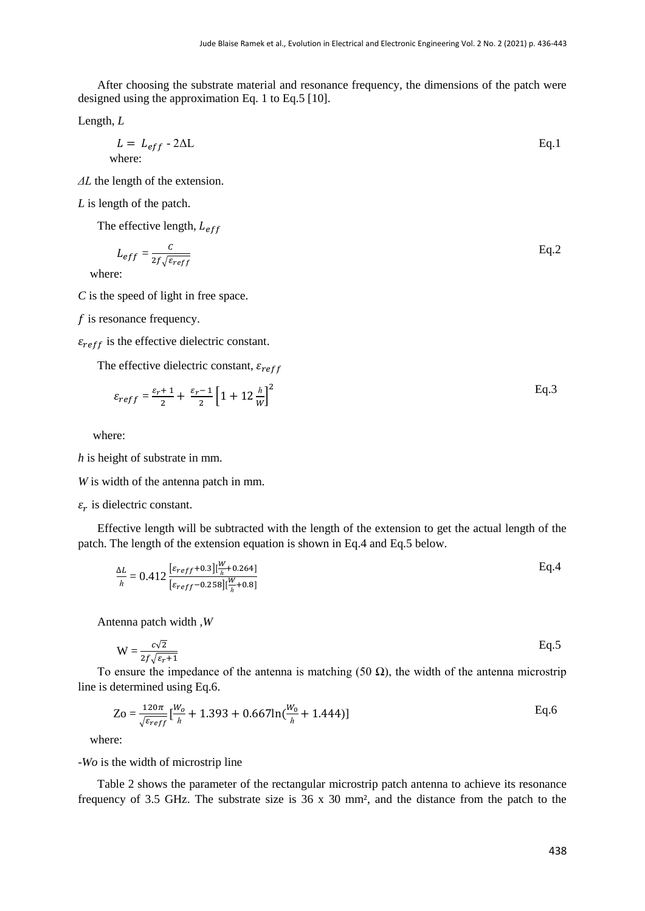After choosing the substrate material and resonance frequency, the dimensions of the patch were designed using the approximation Eq. 1 to Eq.5 [10].

Length, *L*

$$L = L_{eff} - 2\Delta L \qquad \text{Eq.1}$$

where:

$\Delta L$ the length of the extension.

*L* is length of the patch.

The effective length, $L_{eff}$

$$L_{eff} = \frac{C}{2f\sqrt{\varepsilon_{reff}}} \qquad \text{Eq.2}$$

where:

*C* is the speed of light in free space.

*f* is resonance frequency.

$\varepsilon_{reff}$ is the effective dielectric constant.

The effective dielectric constant, $\varepsilon_{reff}$

$$\varepsilon_{reff} = \frac{\varepsilon_r + 1}{2} + \frac{\varepsilon_r - 1}{2}\left[1 + 12\frac{h}{W}\right]^2 \qquad \text{Eq.3}$$

where:

*h* is height of substrate in mm.

*W* is width of the antenna patch in mm.

$\varepsilon_r$ is dielectric constant.

Effective length will be subtracted with the length of the extension to get the actual length of the patch. The length of the extension equation is shown in Eq.4 and Eq.5 below.

$$\frac{\Delta L}{h} = 0.412\,\frac{[\varepsilon_{reff} + 0.3][\frac{W}{h} + 0.264]}{[\varepsilon_{reff} - 0.258][\frac{W}{h} + 0.8]} \qquad \text{Eq.4}$$

Antenna patch width ,*W*

$$W = \frac{c\sqrt{2}}{2f\sqrt{\varepsilon_r + 1}} \qquad \text{Eq.5}$$

To ensure the impedance of the antenna is matching (50 Ω), the width of the antenna microstrip line is determined using Eq.6.

$$Zo = \frac{120\pi}{\sqrt{\varepsilon_{reff}}}\left[\frac{W_o}{h} + 1.393 + 0.667\ln\left(\frac{W_0}{h} + 1.444\right)\right] \qquad \text{Eq.6}$$

where:

-*Wo* is the width of microstrip line

Table 2 shows the parameter of the rectangular microstrip patch antenna to achieve its resonance frequency of 3.5 GHz. The substrate size is 36 x 30 mm², and the distance from the patch to the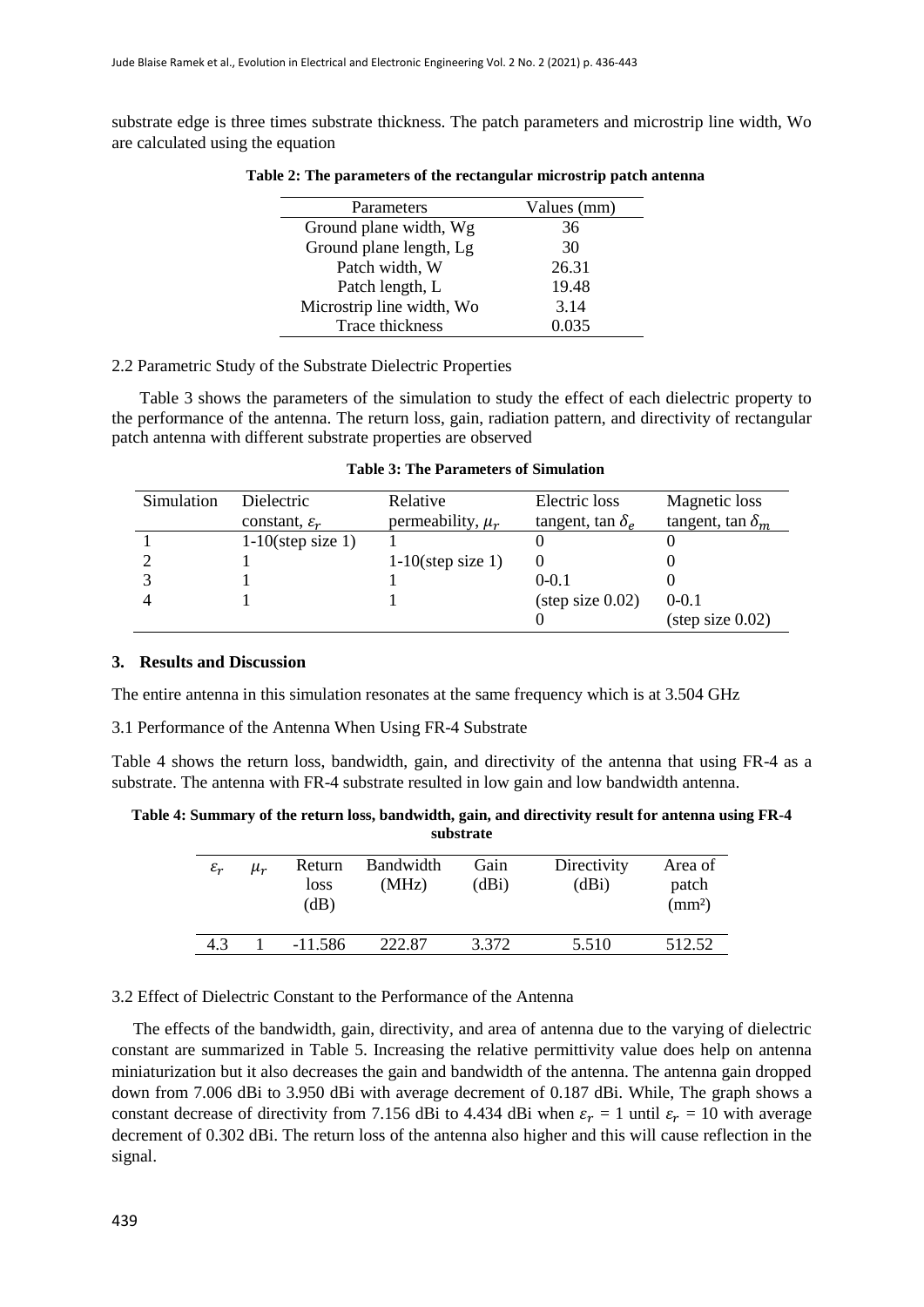substrate edge is three times substrate thickness. The patch parameters and microstrip line width, Wo are calculated using the equation

**Table 2: The parameters of the rectangular microstrip patch antenna**

| Parameters | Values (mm) |
|---|---|
| Ground plane width, Wg | 36 |
| Ground plane length, Lg | 30 |
| Patch width, W | 26.31 |
| Patch length, L | 19.48 |
| Microstrip line width, Wo | 3.14 |
| Trace thickness | 0.035 |

2.2 Parametric Study of the Substrate Dielectric Properties

Table 3 shows the parameters of the simulation to study the effect of each dielectric property to the performance of the antenna. The return loss, gain, radiation pattern, and directivity of rectangular patch antenna with different substrate properties are observed

**Table 3: The Parameters of Simulation**

| Simulation | Dielectric constant, $\varepsilon_r$ | Relative permeability, $\mu_r$ | Electric loss tangent, $\tan\delta_e$ | Magnetic loss tangent, $\tan\delta_m$ |
|---|---|---|---|---|
| 1 | 1-10(step size 1) | 1 | 0 | 0 |
| 2 | 1 | 1-10(step size 1) | 0 | 0 |
| 3 | 1 | 1 | 0-0.1 (step size 0.02) | 0 |
| 4 | 1 | 1 | 0 | 0-0.1 (step size 0.02) |

### 3. Results and Discussion

The entire antenna in this simulation resonates at the same frequency which is at 3.504 GHz

3.1 Performance of the Antenna When Using FR-4 Substrate

Table 4 shows the return loss, bandwidth, gain, and directivity of the antenna that using FR-4 as a substrate. The antenna with FR-4 substrate resulted in low gain and low bandwidth antenna.

**Table 4: Summary of the return loss, bandwidth, gain, and directivity result for antenna using FR-4 substrate**

| $\varepsilon_r$ | $\mu_r$ | Return loss (dB) | Bandwidth (MHz) | Gain (dBi) | Directivity (dBi) | Area of patch (mm²) |
|---|---|---|---|---|---|---|
| 4.3 | 1 | -11.586 | 222.87 | 3.372 | 5.510 | 512.52 |

3.2 Effect of Dielectric Constant to the Performance of the Antenna

The effects of the bandwidth, gain, directivity, and area of antenna due to the varying of dielectric constant are summarized in Table 5. Increasing the relative permittivity value does help on antenna miniaturization but it also decreases the gain and bandwidth of the antenna. The antenna gain dropped down from 7.006 dBi to 3.950 dBi with average decrement of 0.187 dBi. While, The graph shows a constant decrease of directivity from 7.156 dBi to 4.434 dBi when $\varepsilon_r$ = 1 until $\varepsilon_r$ = 10 with average decrement of 0.302 dBi. The return loss of the antenna also higher and this will cause reflection in the signal.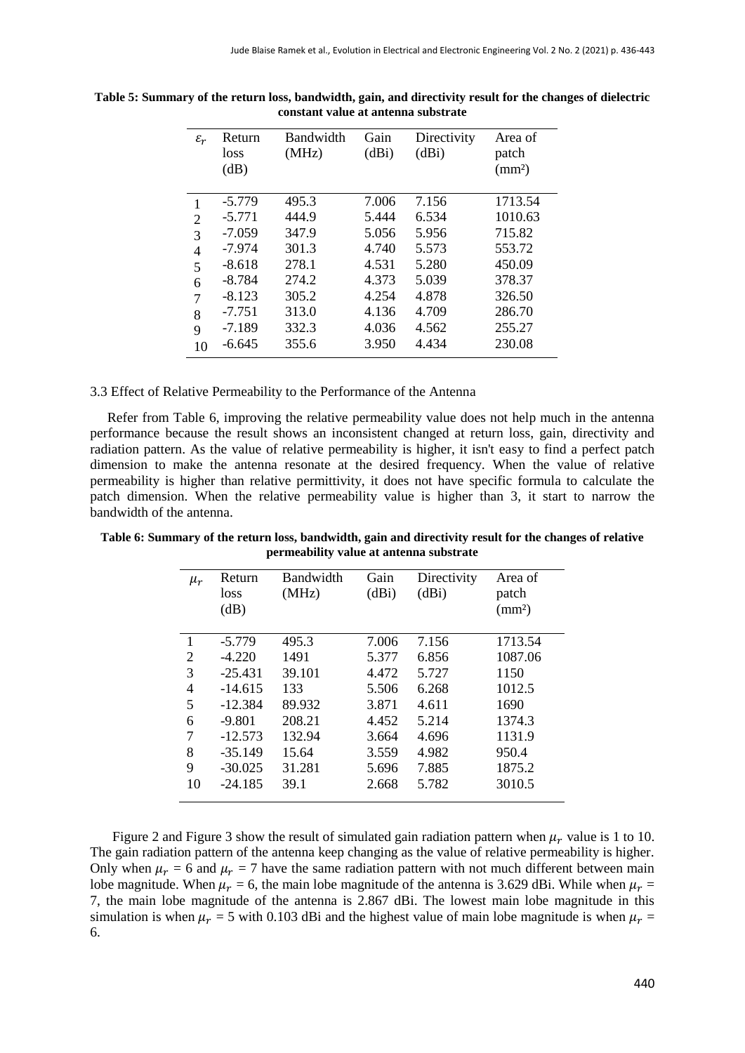**Table 5: Summary of the return loss, bandwidth, gain, and directivity result for the changes of dielectric constant value at antenna substrate**

| $\varepsilon_r$ | Return loss (dB) | Bandwidth (MHz) | Gain (dBi) | Directivity (dBi) | Area of patch (mm²) |
|---|---|---|---|---|---|
| 1 | -5.779 | 495.3 | 7.006 | 7.156 | 1713.54 |
| 2 | -5.771 | 444.9 | 5.444 | 6.534 | 1010.63 |
| 3 | -7.059 | 347.9 | 5.056 | 5.956 | 715.82 |
| 4 | -7.974 | 301.3 | 4.740 | 5.573 | 553.72 |
| 5 | -8.618 | 278.1 | 4.531 | 5.280 | 450.09 |
| 6 | -8.784 | 274.2 | 4.373 | 5.039 | 378.37 |
| 7 | -8.123 | 305.2 | 4.254 | 4.878 | 326.50 |
| 8 | -7.751 | 313.0 | 4.136 | 4.709 | 286.70 |
| 9 | -7.189 | 332.3 | 4.036 | 4.562 | 255.27 |
| 10 | -6.645 | 355.6 | 3.950 | 4.434 | 230.08 |

### 3.3 Effect of Relative Permeability to the Performance of the Antenna

Refer from Table 6, improving the relative permeability value does not help much in the antenna performance because the result shows an inconsistent changed at return loss, gain, directivity and radiation pattern. As the value of relative permeability is higher, it isn't easy to find a perfect patch dimension to make the antenna resonate at the desired frequency. When the value of relative permeability is higher than relative permittivity, it does not have specific formula to calculate the patch dimension. When the relative permeability value is higher than 3, it start to narrow the bandwidth of the antenna.

**Table 6: Summary of the return loss, bandwidth, gain and directivity result for the changes of relative permeability value at antenna substrate**

| $\mu_r$ | Return loss (dB) | Bandwidth (MHz) | Gain (dBi) | Directivity (dBi) | Area of patch (mm²) |
|---|---|---|---|---|---|
| 1 | -5.779 | 495.3 | 7.006 | 7.156 | 1713.54 |
| 2 | -4.220 | 1491 | 5.377 | 6.856 | 1087.06 |
| 3 | -25.431 | 39.101 | 4.472 | 5.727 | 1150 |
| 4 | -14.615 | 133 | 5.506 | 6.268 | 1012.5 |
| 5 | -12.384 | 89.932 | 3.871 | 4.611 | 1690 |
| 6 | -9.801 | 208.21 | 4.452 | 5.214 | 1374.3 |
| 7 | -12.573 | 132.94 | 3.664 | 4.696 | 1131.9 |
| 8 | -35.149 | 15.64 | 3.559 | 4.982 | 950.4 |
| 9 | -30.025 | 31.281 | 5.696 | 7.885 | 1875.2 |
| 10 | -24.185 | 39.1 | 2.668 | 5.782 | 3010.5 |

Figure 2 and Figure 3 show the result of simulated gain radiation pattern when $\mu_r$ value is 1 to 10. The gain radiation pattern of the antenna keep changing as the value of relative permeability is higher. Only when $\mu_r$ = 6 and $\mu_r$ = 7 have the same radiation pattern with not much different between main lobe magnitude. When $\mu_r$ = 6, the main lobe magnitude of the antenna is 3.629 dBi. While when $\mu_r$ = 7, the main lobe magnitude of the antenna is 2.867 dBi. The lowest main lobe magnitude in this simulation is when $\mu_r$ = 5 with 0.103 dBi and the highest value of main lobe magnitude is when $\mu_r$ = 6.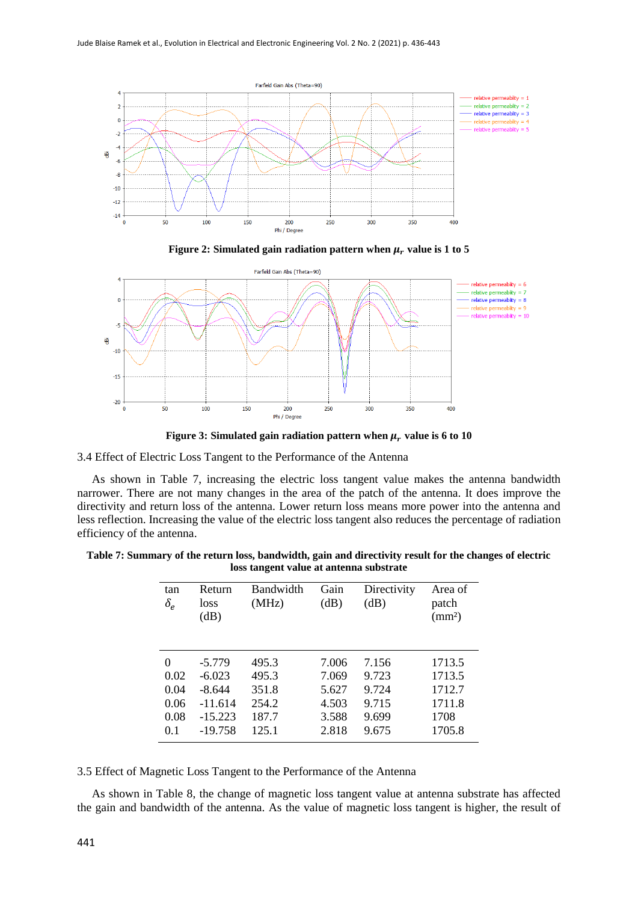**Figure 2: Simulated gain radiation pattern when $\mu_r$ value is 1 to 5**

**Figure 3: Simulated gain radiation pattern when $\mu_r$ value is 6 to 10**

3.4 Effect of Electric Loss Tangent to the Performance of the Antenna

As shown in Table 7, increasing the electric loss tangent value makes the antenna bandwidth narrower. There are not many changes in the area of the patch of the antenna. It does improve the directivity and return loss of the antenna. Lower return loss means more power into the antenna and less reflection. Increasing the value of the electric loss tangent also reduces the percentage of radiation efficiency of the antenna.

**Table 7: Summary of the return loss, bandwidth, gain and directivity result for the changes of electric loss tangent value at antenna substrate**

| tan $\delta_e$ | Return loss (dB) | Bandwidth (MHz) | Gain (dB) | Directivity (dB) | Area of patch (mm²) |
|---|---|---|---|---|---|
| 0 | -5.779 | 495.3 | 7.006 | 7.156 | 1713.5 |
| 0.02 | -6.023 | 495.3 | 7.069 | 9.723 | 1713.5 |
| 0.04 | -8.644 | 351.8 | 5.627 | 9.724 | 1712.7 |
| 0.06 | -11.614 | 254.2 | 4.503 | 9.715 | 1711.8 |
| 0.08 | -15.223 | 187.7 | 3.588 | 9.699 | 1708 |
| 0.1 | -19.758 | 125.1 | 2.818 | 9.675 | 1705.8 |

3.5 Effect of Magnetic Loss Tangent to the Performance of the Antenna

As shown in Table 8, the change of magnetic loss tangent value at antenna substrate has affected the gain and bandwidth of the antenna. As the value of magnetic loss tangent is higher, the result of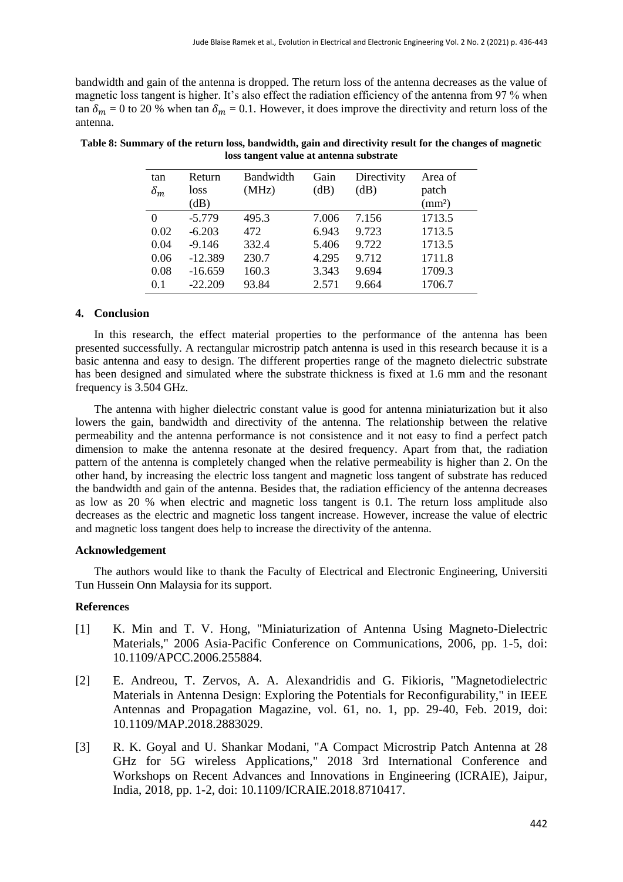bandwidth and gain of the antenna is dropped. The return loss of the antenna decreases as the value of magnetic loss tangent is higher. It's also effect the radiation efficiency of the antenna from 97 % when $\tan \delta_m = 0$ to 20 % when $\tan \delta_m = 0.1$. However, it does improve the directivity and return loss of the antenna.

**Table 8: Summary of the return loss, bandwidth, gain and directivity result for the changes of magnetic loss tangent value at antenna substrate**

| $\tan \delta_m$ | Return loss (dB) | Bandwidth (MHz) | Gain (dB) | Directivity (dB) | Area of patch (mm²) |
|---|---|---|---|---|---|
| 0 | -5.779 | 495.3 | 7.006 | 7.156 | 1713.5 |
| 0.02 | -6.203 | 472 | 6.943 | 9.723 | 1713.5 |
| 0.04 | -9.146 | 332.4 | 5.406 | 9.722 | 1713.5 |
| 0.06 | -12.389 | 230.7 | 4.295 | 9.712 | 1711.8 |
| 0.08 | -16.659 | 160.3 | 3.343 | 9.694 | 1709.3 |
| 0.1 | -22.209 | 93.84 | 2.571 | 9.664 | 1706.7 |

## 4. Conclusion

In this research, the effect material properties to the performance of the antenna has been presented successfully. A rectangular microstrip patch antenna is used in this research because it is a basic antenna and easy to design. The different properties range of the magneto dielectric substrate has been designed and simulated where the substrate thickness is fixed at 1.6 mm and the resonant frequency is 3.504 GHz.

The antenna with higher dielectric constant value is good for antenna miniaturization but it also lowers the gain, bandwidth and directivity of the antenna. The relationship between the relative permeability and the antenna performance is not consistence and it not easy to find a perfect patch dimension to make the antenna resonate at the desired frequency. Apart from that, the radiation pattern of the antenna is completely changed when the relative permeability is higher than 2. On the other hand, by increasing the electric loss tangent and magnetic loss tangent of substrate has reduced the bandwidth and gain of the antenna. Besides that, the radiation efficiency of the antenna decreases as low as 20 % when electric and magnetic loss tangent is 0.1. The return loss amplitude also decreases as the electric and magnetic loss tangent increase. However, increase the value of electric and magnetic loss tangent does help to increase the directivity of the antenna.

### Acknowledgement

The authors would like to thank the Faculty of Electrical and Electronic Engineering, Universiti Tun Hussein Onn Malaysia for its support.

### References

[1] K. Min and T. V. Hong, "Miniaturization of Antenna Using Magneto-Dielectric Materials," 2006 Asia-Pacific Conference on Communications, 2006, pp. 1-5, doi: 10.1109/APCC.2006.255884.

[2] E. Andreou, T. Zervos, A. A. Alexandridis and G. Fikioris, "Magnetodielectric Materials in Antenna Design: Exploring the Potentials for Reconfigurability," in IEEE Antennas and Propagation Magazine, vol. 61, no. 1, pp. 29-40, Feb. 2019, doi: 10.1109/MAP.2018.2883029.

[3] R. K. Goyal and U. Shankar Modani, "A Compact Microstrip Patch Antenna at 28 GHz for 5G wireless Applications," 2018 3rd International Conference and Workshops on Recent Advances and Innovations in Engineering (ICRAIE), Jaipur, India, 2018, pp. 1-2, doi: 10.1109/ICRAIE.2018.8710417.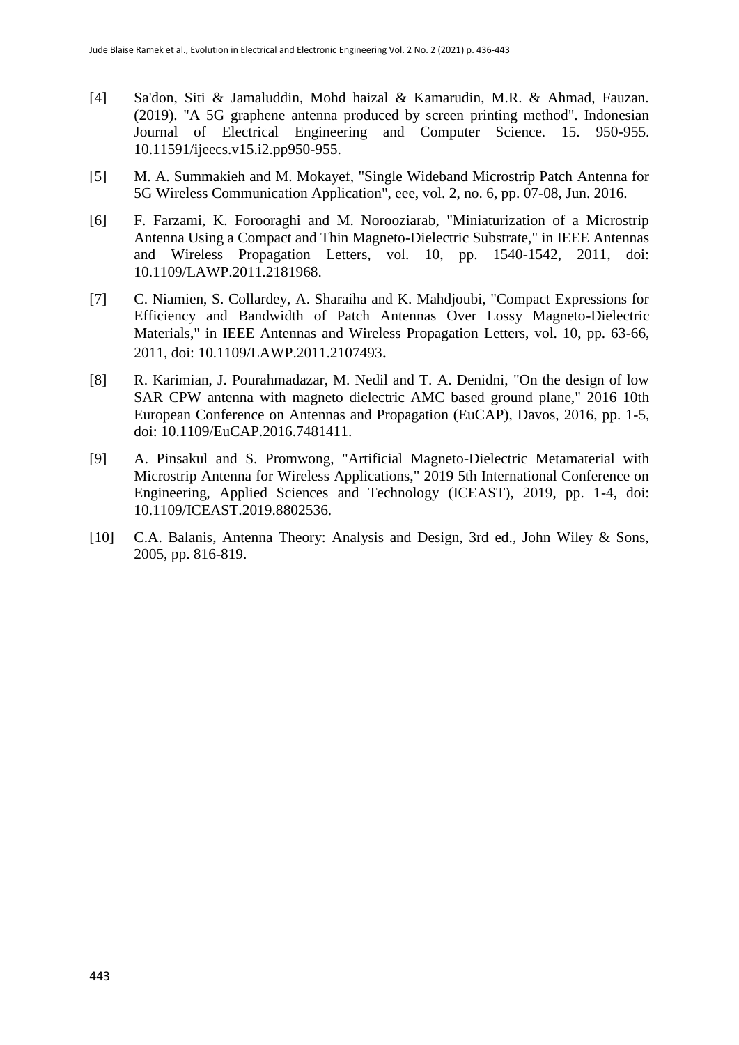[4] Sa'don, Siti & Jamaluddin, Mohd haizal & Kamarudin, M.R. & Ahmad, Fauzan. (2019). "A 5G graphene antenna produced by screen printing method". Indonesian Journal of Electrical Engineering and Computer Science. 15. 950-955. 10.11591/ijeecs.v15.i2.pp950-955.

[5] M. A. Summakieh and M. Mokayef, "Single Wideband Microstrip Patch Antenna for 5G Wireless Communication Application", eee, vol. 2, no. 6, pp. 07-08, Jun. 2016.

[6] F. Farzami, K. Forooraghi and M. Norooziarab, "Miniaturization of a Microstrip Antenna Using a Compact and Thin Magneto-Dielectric Substrate," in IEEE Antennas and Wireless Propagation Letters, vol. 10, pp. 1540-1542, 2011, doi: 10.1109/LAWP.2011.2181968.

[7] C. Niamien, S. Collardey, A. Sharaiha and K. Mahdjoubi, "Compact Expressions for Efficiency and Bandwidth of Patch Antennas Over Lossy Magneto-Dielectric Materials," in IEEE Antennas and Wireless Propagation Letters, vol. 10, pp. 63-66, 2011, doi: 10.1109/LAWP.2011.2107493.

[8] R. Karimian, J. Pourahmadazar, M. Nedil and T. A. Denidni, "On the design of low SAR CPW antenna with magneto dielectric AMC based ground plane," 2016 10th European Conference on Antennas and Propagation (EuCAP), Davos, 2016, pp. 1-5, doi: 10.1109/EuCAP.2016.7481411.

[9] A. Pinsakul and S. Promwong, "Artificial Magneto-Dielectric Metamaterial with Microstrip Antenna for Wireless Applications," 2019 5th International Conference on Engineering, Applied Sciences and Technology (ICEAST), 2019, pp. 1-4, doi: 10.1109/ICEAST.2019.8802536.

[10] C.A. Balanis, Antenna Theory: Analysis and Design, 3rd ed., John Wiley & Sons, 2005, pp. 816-819.